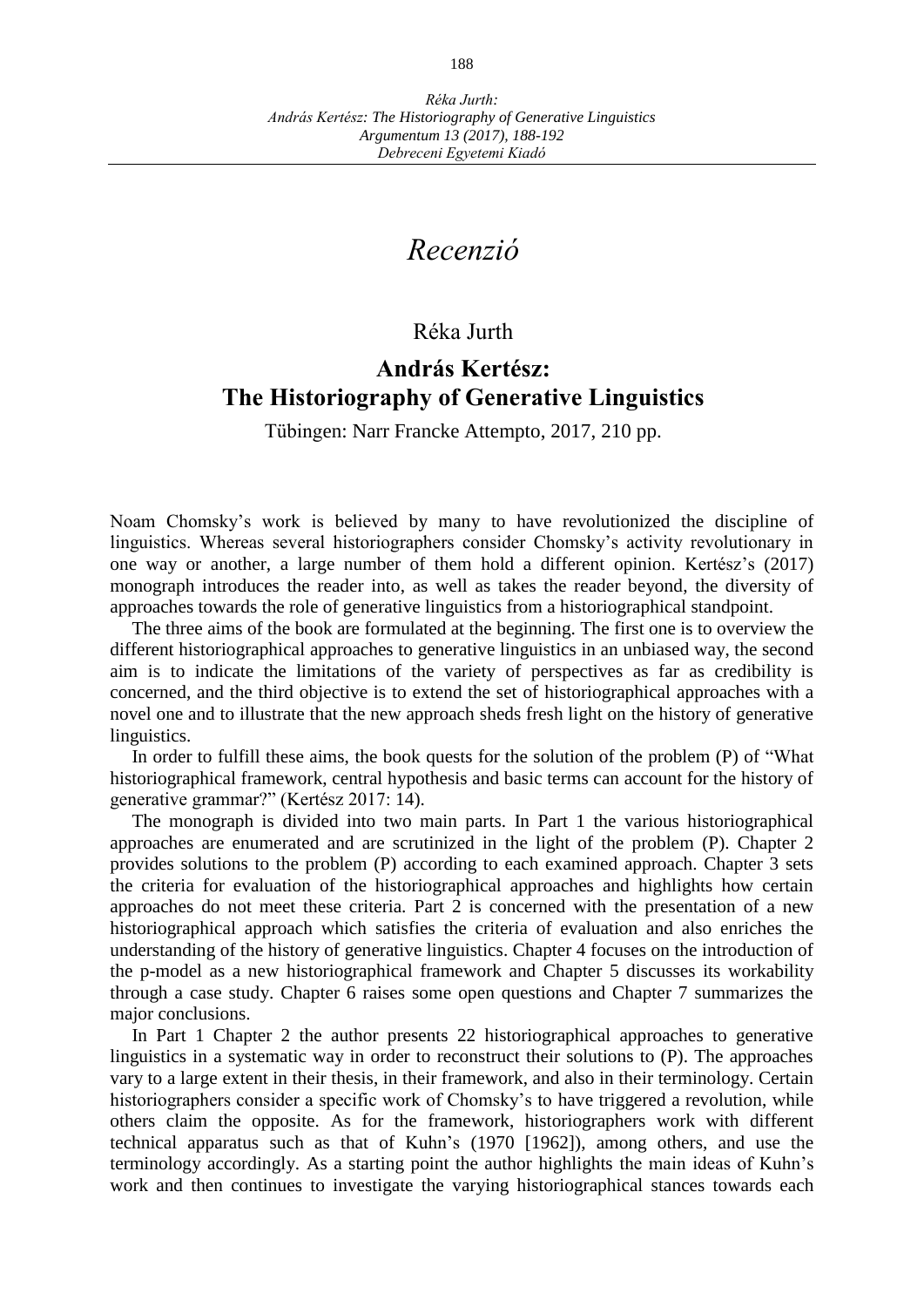# Recenzió

Réka Jurth

## András Kertész: The Historiography of Generative Linguistics

Tübingen: Narr Francke Attempto, 2017, 210 pp.

Noam Chomsky's work is believed by many to have revolutionized the discipline of linguistics. Whereas several historiographers consider Chomsky's activity revolutionary in one way or another, a large number of them hold a different opinion. Kertész's (2017) monograph introduces the reader into, as well as takes the reader beyond, the diversity of approaches towards the role of generative linguistics from a historiographical standpoint.

The three aims of the book are formulated at the beginning. The first one is to overview the different historiographical approaches to generative linguistics in an unbiased way, the second aim is to indicate the limitations of the variety of perspectives as far as credibility is concerned, and the third objective is to extend the set of historiographical approaches with a novel one and to illustrate that the new approach sheds fresh light on the history of generative linguistics.

In order to fulfill these aims, the book quests for the solution of the problem (P) of "What historiographical framework, central hypothesis and basic terms can account for the history of generative grammar?" (Kertész 2017: 14).

The monograph is divided into two main parts. In Part 1 the various historiographical approaches are enumerated and are scrutinized in the light of the problem (P). Chapter 2 provides solutions to the problem (P) according to each examined approach. Chapter 3 sets the criteria for evaluation of the historiographical approaches and highlights how certain approaches do not meet these criteria. Part 2 is concerned with the presentation of a new historiographical approach which satisfies the criteria of evaluation and also enriches the understanding of the history of generative linguistics. Chapter 4 focuses on the introduction of the p-model as a new historiographical framework and Chapter 5 discusses its workability through a case study. Chapter 6 raises some open questions and Chapter 7 summarizes the major conclusions.

In Part 1 Chapter 2 the author presents 22 historiographical approaches to generative linguistics in a systematic way in order to reconstruct their solutions to (P). The approaches vary to a large extent in their thesis, in their framework, and also in their terminology. Certain historiographers consider a specific work of Chomsky's to have triggered a revolution, while others claim the opposite. As for the framework, historiographers work with different technical apparatus such as that of Kuhn's (1970 [1962]), among others, and use the terminology accordingly. As a starting point the author highlights the main ideas of Kuhn's work and then continues to investigate the varying historiographical stances towards each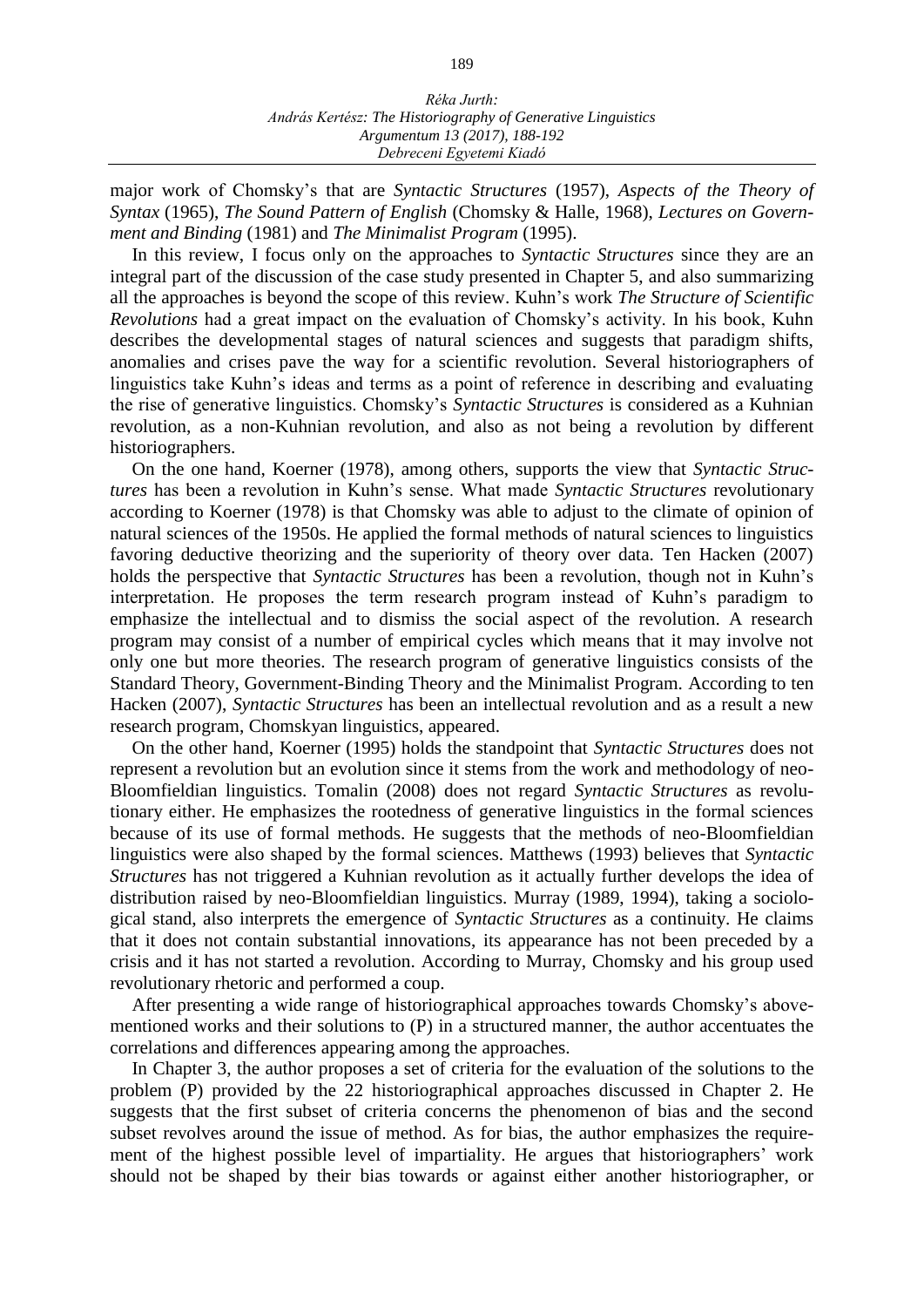major work of Chomsky's that are *Syntactic Structures* (1957), *Aspects of the Theory of Syntax* (1965), *The Sound Pattern of English* (Chomsky & Halle, 1968), *Lectures on Government and Binding* (1981) and *The Minimalist Program* (1995).

In this review, I focus only on the approaches to *Syntactic Structures* since they are an integral part of the discussion of the case study presented in Chapter 5, and also summarizing all the approaches is beyond the scope of this review. Kuhn's work *The Structure of Scientific Revolutions* had a great impact on the evaluation of Chomsky's activity. In his book, Kuhn describes the developmental stages of natural sciences and suggests that paradigm shifts, anomalies and crises pave the way for a scientific revolution. Several historiographers of linguistics take Kuhn's ideas and terms as a point of reference in describing and evaluating the rise of generative linguistics. Chomsky's *Syntactic Structures* is considered as a Kuhnian revolution, as a non-Kuhnian revolution, and also as not being a revolution by different historiographers.

On the one hand, Koerner (1978), among others, supports the view that *Syntactic Structures* has been a revolution in Kuhn's sense. What made *Syntactic Structures* revolutionary according to Koerner (1978) is that Chomsky was able to adjust to the climate of opinion of natural sciences of the 1950s. He applied the formal methods of natural sciences to linguistics favoring deductive theorizing and the superiority of theory over data. Ten Hacken (2007) holds the perspective that *Syntactic Structures* has been a revolution, though not in Kuhn's interpretation. He proposes the term research program instead of Kuhn's paradigm to emphasize the intellectual and to dismiss the social aspect of the revolution. A research program may consist of a number of empirical cycles which means that it may involve not only one but more theories. The research program of generative linguistics consists of the Standard Theory, Government-Binding Theory and the Minimalist Program. According to ten Hacken (2007), *Syntactic Structures* has been an intellectual revolution and as a result a new research program, Chomskyan linguistics, appeared.

On the other hand, Koerner (1995) holds the standpoint that *Syntactic Structures* does not represent a revolution but an evolution since it stems from the work and methodology of neo-Bloomfieldian linguistics. Tomalin (2008) does not regard *Syntactic Structures* as revolutionary either. He emphasizes the rootedness of generative linguistics in the formal sciences because of its use of formal methods. He suggests that the methods of neo-Bloomfieldian linguistics were also shaped by the formal sciences. Matthews (1993) believes that *Syntactic Structures* has not triggered a Kuhnian revolution as it actually further develops the idea of distribution raised by neo-Bloomfieldian linguistics. Murray (1989, 1994), taking a sociological stand, also interprets the emergence of *Syntactic Structures* as a continuity. He claims that it does not contain substantial innovations, its appearance has not been preceded by a crisis and it has not started a revolution. According to Murray, Chomsky and his group used revolutionary rhetoric and performed a coup.

After presenting a wide range of historiographical approaches towards Chomsky's above-mentioned works and their solutions to (P) in a structured manner, the author accentuates the correlations and differences appearing among the approaches.

In Chapter 3, the author proposes a set of criteria for the evaluation of the solutions to the problem (P) provided by the 22 historiographical approaches discussed in Chapter 2. He suggests that the first subset of criteria concerns the phenomenon of bias and the second subset revolves around the issue of method. As for bias, the author emphasizes the requirement of the highest possible level of impartiality. He argues that historiographers' work should not be shaped by their bias towards or against either another historiographer, or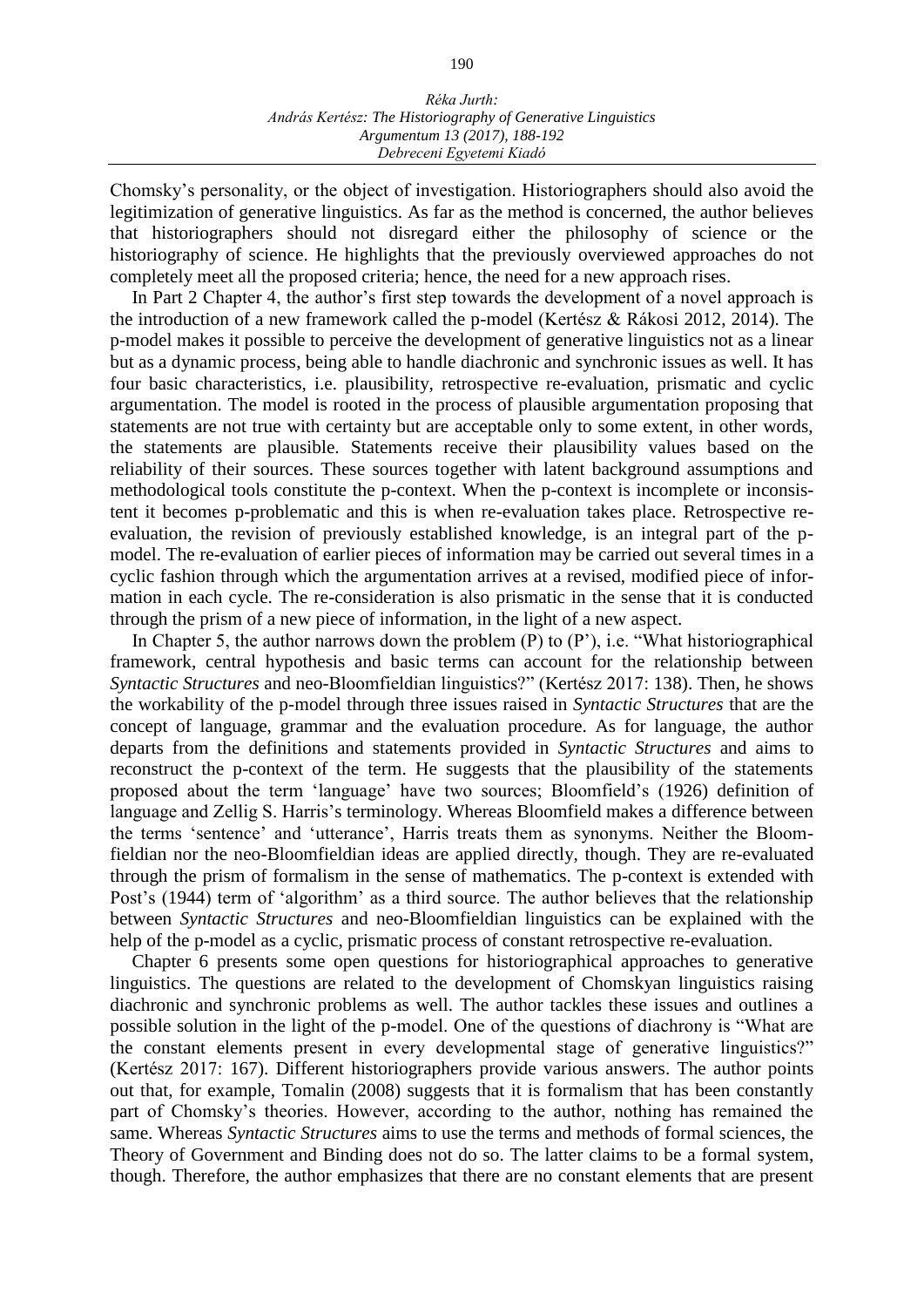Chomsky's personality, or the object of investigation. Historiographers should also avoid the legitimization of generative linguistics. As far as the method is concerned, the author believes that historiographers should not disregard either the philosophy of science or the historiography of science. He highlights that the previously overviewed approaches do not completely meet all the proposed criteria; hence, the need for a new approach rises.

In Part 2 Chapter 4, the author's first step towards the development of a novel approach is the introduction of a new framework called the p-model (Kertész & Rákosi 2012, 2014). The p-model makes it possible to perceive the development of generative linguistics not as a linear but as a dynamic process, being able to handle diachronic and synchronic issues as well. It has four basic characteristics, i.e. plausibility, retrospective re-evaluation, prismatic and cyclic argumentation. The model is rooted in the process of plausible argumentation proposing that statements are not true with certainty but are acceptable only to some extent, in other words, the statements are plausible. Statements receive their plausibility values based on the reliability of their sources. These sources together with latent background assumptions and methodological tools constitute the p-context. When the p-context is incomplete or inconsistent it becomes p-problematic and this is when re-evaluation takes place. Retrospective re-evaluation, the revision of previously established knowledge, is an integral part of the p-model. The re-evaluation of earlier pieces of information may be carried out several times in a cyclic fashion through which the argumentation arrives at a revised, modified piece of information in each cycle. The re-consideration is also prismatic in the sense that it is conducted through the prism of a new piece of information, in the light of a new aspect.

In Chapter 5, the author narrows down the problem (P) to (P'), i.e. "What historiographical framework, central hypothesis and basic terms can account for the relationship between *Syntactic Structures* and neo-Bloomfieldian linguistics?" (Kertész 2017: 138). Then, he shows the workability of the p-model through three issues raised in *Syntactic Structures* that are the concept of language, grammar and the evaluation procedure. As for language, the author departs from the definitions and statements provided in *Syntactic Structures* and aims to reconstruct the p-context of the term. He suggests that the plausibility of the statements proposed about the term 'language' have two sources; Bloomfield's (1926) definition of language and Zellig S. Harris's terminology. Whereas Bloomfield makes a difference between the terms 'sentence' and 'utterance', Harris treats them as synonyms. Neither the Bloomfieldian nor the neo-Bloomfieldian ideas are applied directly, though. They are re-evaluated through the prism of formalism in the sense of mathematics. The p-context is extended with Post's (1944) term of 'algorithm' as a third source. The author believes that the relationship between *Syntactic Structures* and neo-Bloomfieldian linguistics can be explained with the help of the p-model as a cyclic, prismatic process of constant retrospective re-evaluation.

Chapter 6 presents some open questions for historiographical approaches to generative linguistics. The questions are related to the development of Chomskyan linguistics raising diachronic and synchronic problems as well. The author tackles these issues and outlines a possible solution in the light of the p-model. One of the questions of diachrony is "What are the constant elements present in every developmental stage of generative linguistics?" (Kertész 2017: 167). Different historiographers provide various answers. The author points out that, for example, Tomalin (2008) suggests that it is formalism that has been constantly part of Chomsky's theories. However, according to the author, nothing has remained the same. Whereas *Syntactic Structures* aims to use the terms and methods of formal sciences, the Theory of Government and Binding does not do so. The latter claims to be a formal system, though. Therefore, the author emphasizes that there are no constant elements that are present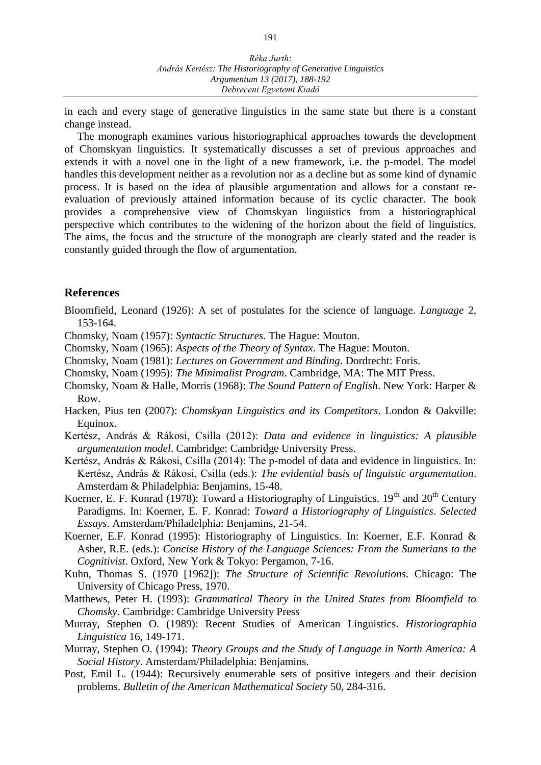in each and every stage of generative linguistics in the same state but there is a constant change instead.

The monograph examines various historiographical approaches towards the development of Chomskyan linguistics. It systematically discusses a set of previous approaches and extends it with a novel one in the light of a new framework, i.e. the p-model. The model handles this development neither as a revolution nor as a decline but as some kind of dynamic process. It is based on the idea of plausible argumentation and allows for a constant re-evaluation of previously attained information because of its cyclic character. The book provides a comprehensive view of Chomskyan linguistics from a historiographical perspective which contributes to the widening of the horizon about the field of linguistics. The aims, the focus and the structure of the monograph are clearly stated and the reader is constantly guided through the flow of argumentation.

## References

Bloomfield, Leonard (1926): A set of postulates for the science of language. *Language* 2, 153-164.

Chomsky, Noam (1957): *Syntactic Structures*. The Hague: Mouton.

Chomsky, Noam (1965): *Aspects of the Theory of Syntax*. The Hague: Mouton.

Chomsky, Noam (1981): *Lectures on Government and Binding*. Dordrecht: Foris.

Chomsky, Noam (1995): *The Minimalist Program*. Cambridge, MA: The MIT Press.

Chomsky, Noam & Halle, Morris (1968): *The Sound Pattern of English*. New York: Harper & Row.

Hacken, Pius ten (2007): *Chomskyan Linguistics and its Competitors*. London & Oakville: Equinox.

Kertész, András & Rákosi, Csilla (2012): *Data and evidence in linguistics: A plausible argumentation model*. Cambridge: Cambridge University Press.

Kertész, András & Rákosi, Csilla (2014): The p-model of data and evidence in linguistics. In: Kertész, András & Rákosi, Csilla (eds.): *The evidential basis of linguistic argumentation*. Amsterdam & Philadelphia: Benjamins, 15-48.

Koerner, E. F. Konrad (1978): Toward a Historiography of Linguistics. 19th and 20th Century Paradigms. In: Koerner, E. F. Konrad: *Toward a Historiography of Linguistics. Selected Essays*. Amsterdam/Philadelphia: Benjamins, 21-54.

Koerner, E.F. Konrad (1995): Historiography of Linguistics. In: Koerner, E.F. Konrad & Asher, R.E. (eds.): *Concise History of the Language Sciences: From the Sumerians to the Cognitivist*. Oxford, New York & Tokyo: Pergamon, 7-16.

Kuhn, Thomas S. (1970 [1962]): *The Structure of Scientific Revolutions*. Chicago: The University of Chicago Press, 1970.

Matthews, Peter H. (1993): *Grammatical Theory in the United States from Bloomfield to Chomsky*. Cambridge: Cambridge University Press

Murray, Stephen O. (1989): Recent Studies of American Linguistics. *Historiographia Linguistica* 16, 149-171.

Murray, Stephen O. (1994): *Theory Groups and the Study of Language in North America: A Social History*. Amsterdam/Philadelphia: Benjamins.

Post, Emil L. (1944): Recursively enumerable sets of positive integers and their decision problems. *Bulletin of the American Mathematical Society* 50, 284-316.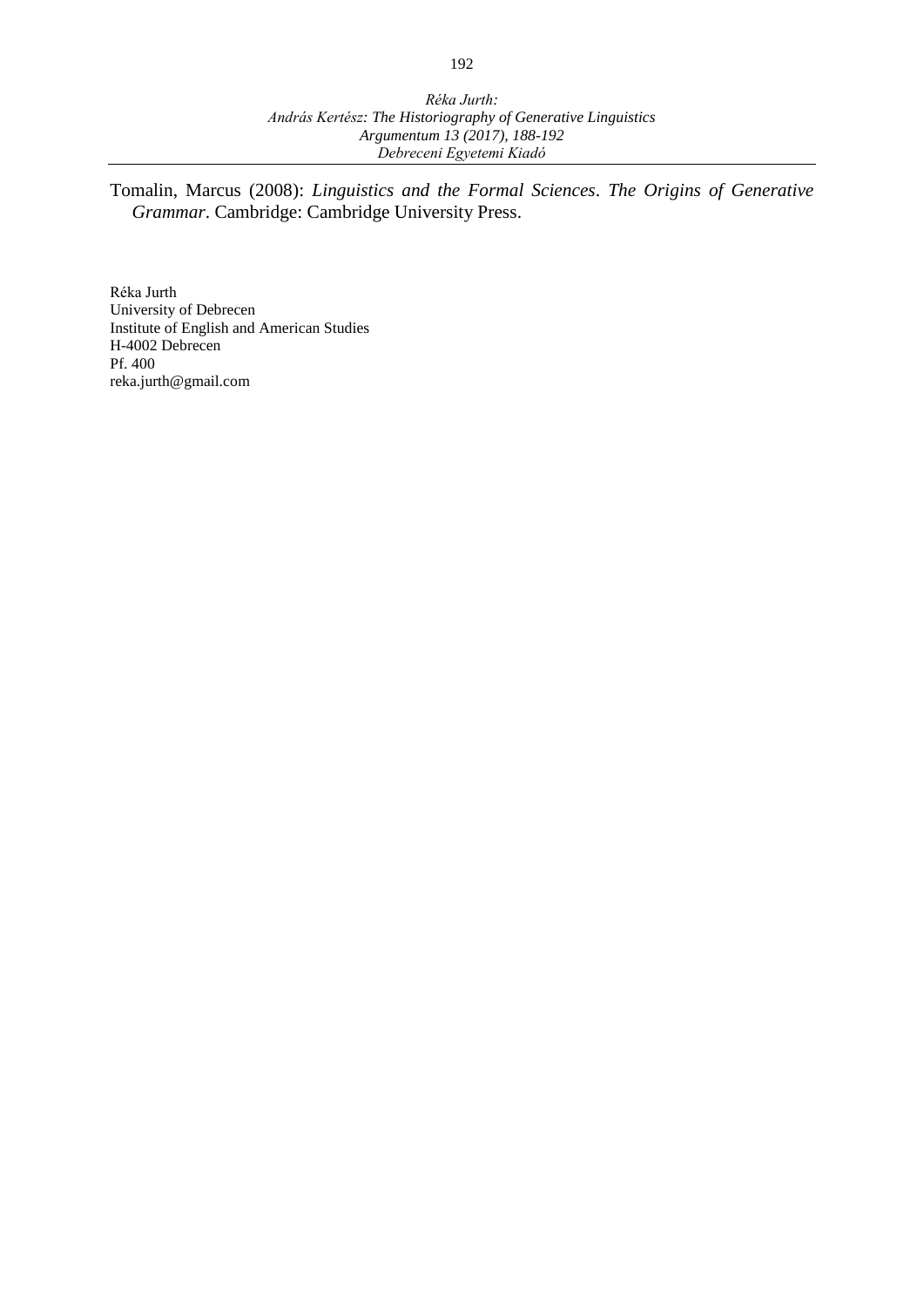Tomalin, Marcus (2008): *Linguistics and the Formal Sciences*. *The Origins of Generative Grammar*. Cambridge: Cambridge University Press.

Réka Jurth
University of Debrecen
Institute of English and American Studies
H-4002 Debrecen
Pf. 400
reka.jurth@gmail.com